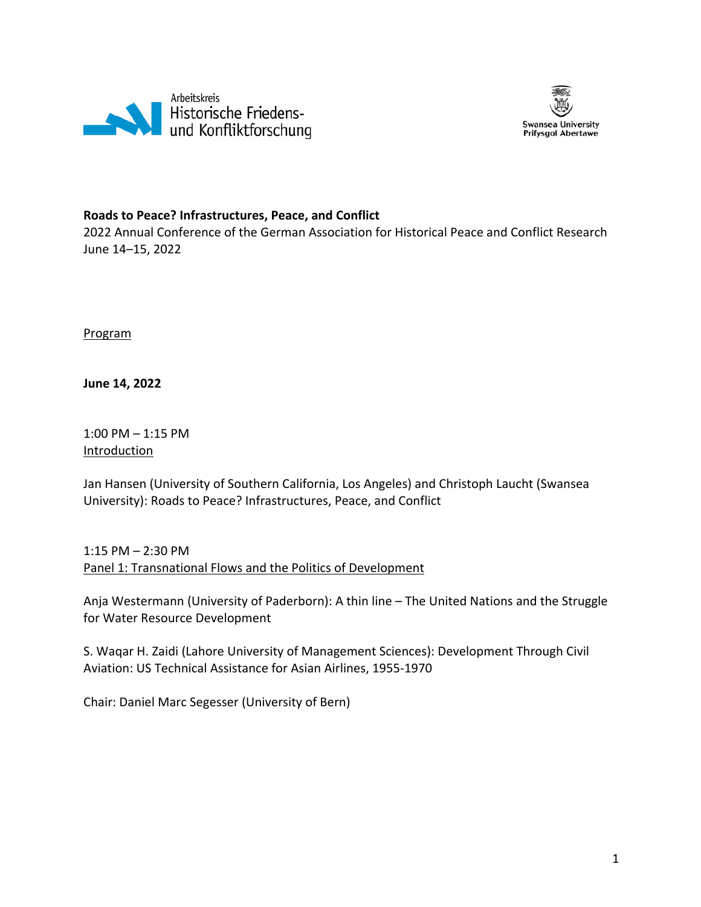Arbeitskreis Historische Friedens- und Konfliktforschung

Swansea University
Prifysgol Abertawe

**Roads to Peace? Infrastructures, Peace, and Conflict**
2022 Annual Conference of the German Association for Historical Peace and Conflict Research
June 14–15, 2022

Program

**June 14, 2022**

1:00 PM – 1:15 PM
Introduction

Jan Hansen (University of Southern California, Los Angeles) and Christoph Laucht (Swansea University): Roads to Peace? Infrastructures, Peace, and Conflict

1:15 PM – 2:30 PM
Panel 1: Transnational Flows and the Politics of Development

Anja Westermann (University of Paderborn): A thin line – The United Nations and the Struggle for Water Resource Development

S. Waqar H. Zaidi (Lahore University of Management Sciences): Development Through Civil Aviation: US Technical Assistance for Asian Airlines, 1955-1970

Chair: Daniel Marc Segesser (University of Bern)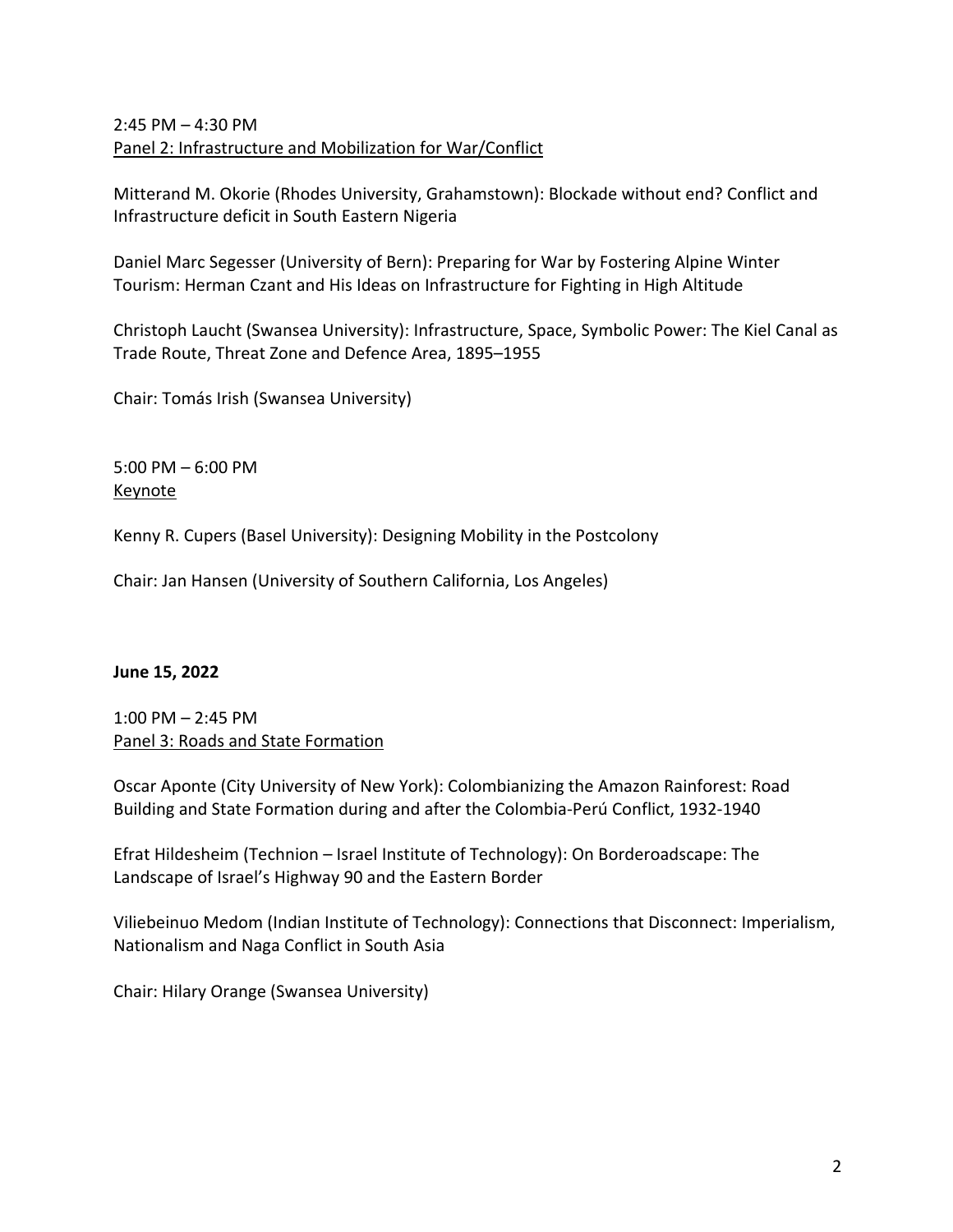2:45 PM – 4:30 PM
Panel 2: Infrastructure and Mobilization for War/Conflict

Mitterand M. Okorie (Rhodes University, Grahamstown): Blockade without end? Conflict and Infrastructure deficit in South Eastern Nigeria

Daniel Marc Segesser (University of Bern): Preparing for War by Fostering Alpine Winter Tourism: Herman Czant and His Ideas on Infrastructure for Fighting in High Altitude

Christoph Laucht (Swansea University): Infrastructure, Space, Symbolic Power: The Kiel Canal as Trade Route, Threat Zone and Defence Area, 1895–1955

Chair: Tomás Irish (Swansea University)

5:00 PM – 6:00 PM
Keynote

Kenny R. Cupers (Basel University): Designing Mobility in the Postcolony

Chair: Jan Hansen (University of Southern California, Los Angeles)

**June 15, 2022**

1:00 PM – 2:45 PM
Panel 3: Roads and State Formation

Oscar Aponte (City University of New York): Colombianizing the Amazon Rainforest: Road Building and State Formation during and after the Colombia-Perú Conflict, 1932-1940

Efrat Hildesheim (Technion – Israel Institute of Technology): On Borderoadscape: The Landscape of Israel's Highway 90 and the Eastern Border

Viliebeinuo Medom (Indian Institute of Technology): Connections that Disconnect: Imperialism, Nationalism and Naga Conflict in South Asia

Chair: Hilary Orange (Swansea University)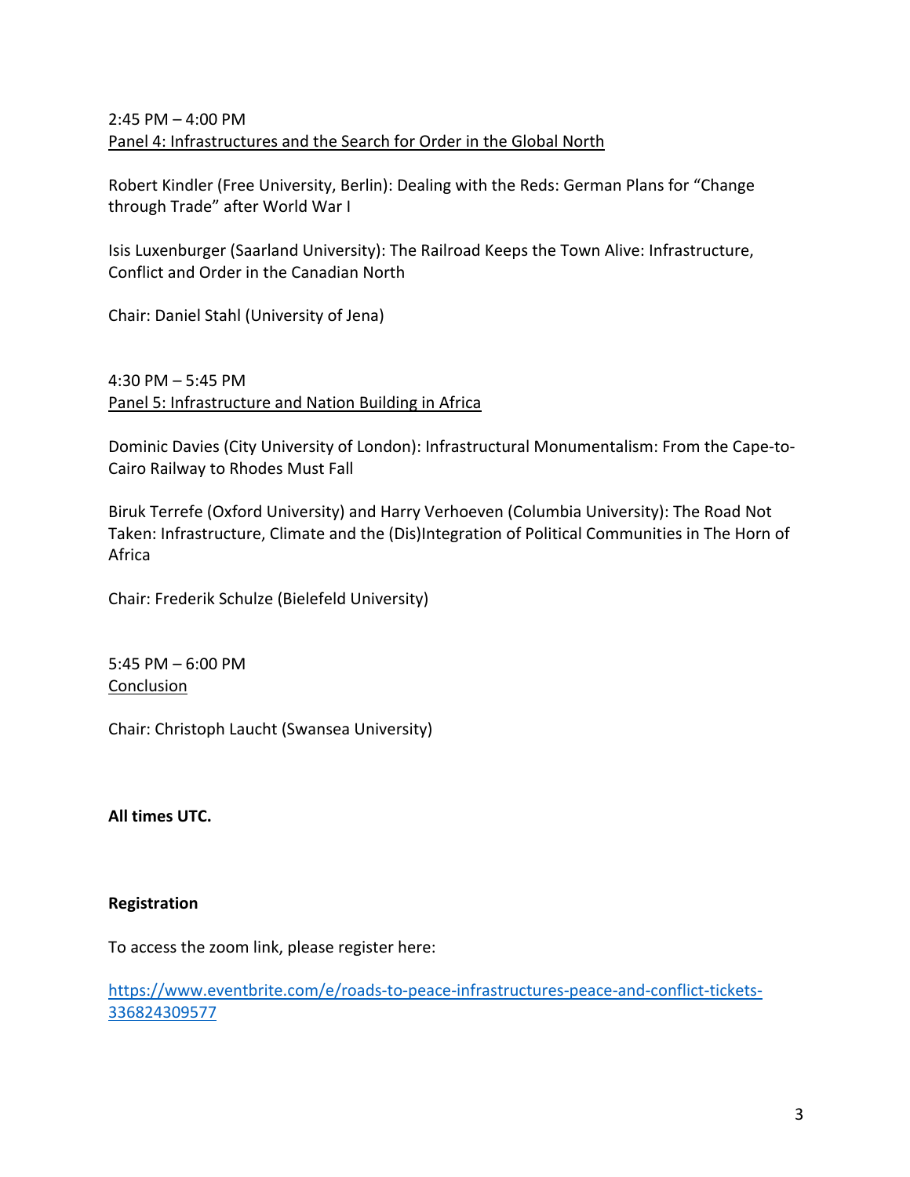2:45 PM – 4:00 PM
Panel 4: Infrastructures and the Search for Order in the Global North

Robert Kindler (Free University, Berlin): Dealing with the Reds: German Plans for "Change through Trade" after World War I

Isis Luxenburger (Saarland University): The Railroad Keeps the Town Alive: Infrastructure, Conflict and Order in the Canadian North

Chair: Daniel Stahl (University of Jena)

4:30 PM – 5:45 PM
Panel 5: Infrastructure and Nation Building in Africa

Dominic Davies (City University of London): Infrastructural Monumentalism: From the Cape-to-Cairo Railway to Rhodes Must Fall

Biruk Terrefe (Oxford University) and Harry Verhoeven (Columbia University): The Road Not Taken: Infrastructure, Climate and the (Dis)Integration of Political Communities in The Horn of Africa

Chair: Frederik Schulze (Bielefeld University)

5:45 PM – 6:00 PM
Conclusion

Chair: Christoph Laucht (Swansea University)

**All times UTC.**

**Registration**

To access the zoom link, please register here:

https://www.eventbrite.com/e/roads-to-peace-infrastructures-peace-and-conflict-tickets-336824309577